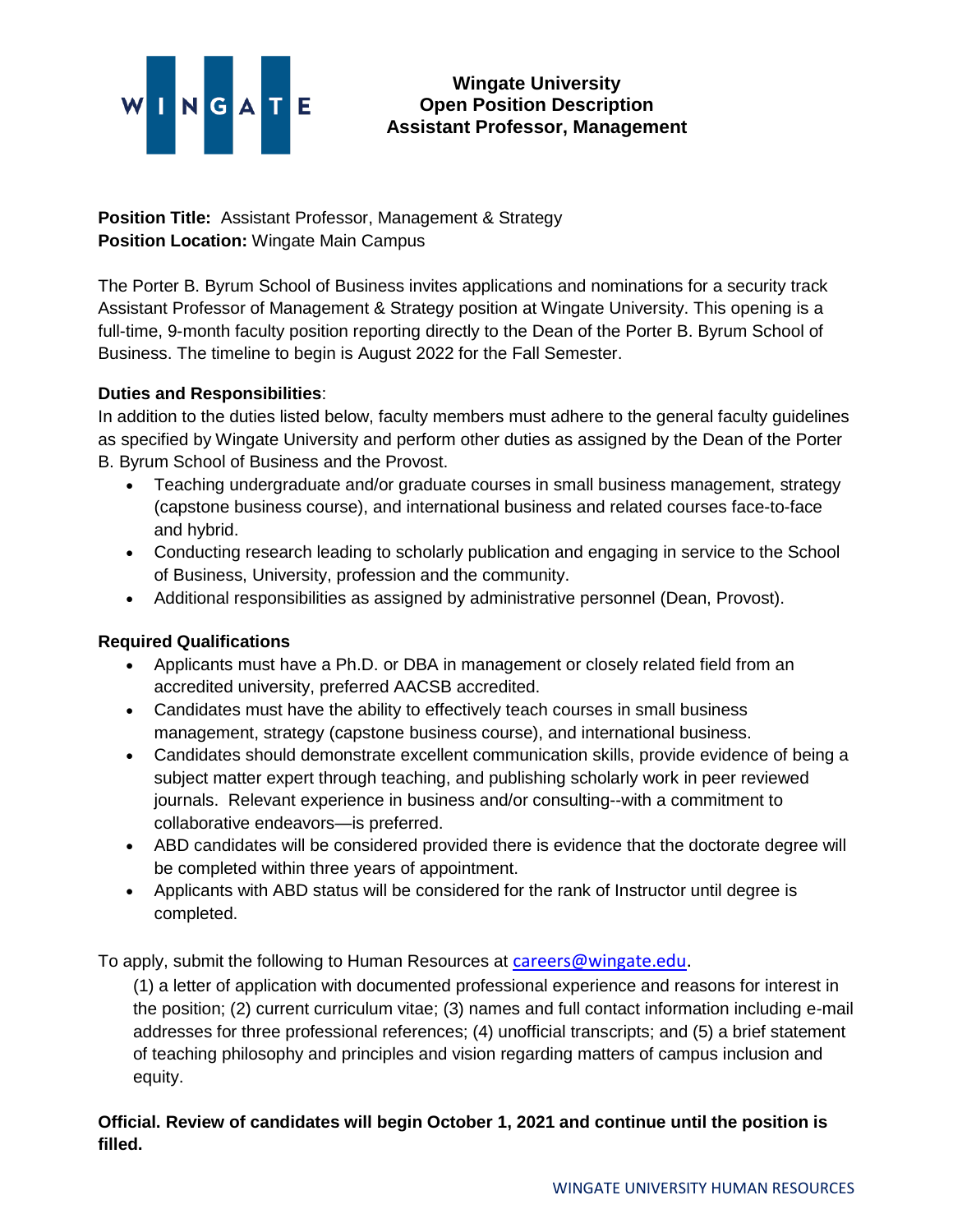# Wingate University
## Open Position Description
## Assistant Professor, Management

**Position Title:** Assistant Professor, Management & Strategy
**Position Location:** Wingate Main Campus

The Porter B. Byrum School of Business invites applications and nominations for a security track Assistant Professor of Management & Strategy position at Wingate University. This opening is a full-time, 9-month faculty position reporting directly to the Dean of the Porter B. Byrum School of Business. The timeline to begin is August 2022 for the Fall Semester.

**Duties and Responsibilities**:
In addition to the duties listed below, faculty members must adhere to the general faculty guidelines as specified by Wingate University and perform other duties as assigned by the Dean of the Porter B. Byrum School of Business and the Provost.

- Teaching undergraduate and/or graduate courses in small business management, strategy (capstone business course), and international business and related courses face-to-face and hybrid.
- Conducting research leading to scholarly publication and engaging in service to the School of Business, University, profession and the community.
- Additional responsibilities as assigned by administrative personnel (Dean, Provost).

**Required Qualifications**

- Applicants must have a Ph.D. or DBA in management or closely related field from an accredited university, preferred AACSB accredited.
- Candidates must have the ability to effectively teach courses in small business management, strategy (capstone business course), and international business.
- Candidates should demonstrate excellent communication skills, provide evidence of being a subject matter expert through teaching, and publishing scholarly work in peer reviewed journals. Relevant experience in business and/or consulting--with a commitment to collaborative endeavors—is preferred.
- ABD candidates will be considered provided there is evidence that the doctorate degree will be completed within three years of appointment.
- Applicants with ABD status will be considered for the rank of Instructor until degree is completed.

To apply, submit the following to Human Resources at careers@wingate.edu.

(1) a letter of application with documented professional experience and reasons for interest in the position; (2) current curriculum vitae; (3) names and full contact information including e-mail addresses for three professional references; (4) unofficial transcripts; and (5) a brief statement of teaching philosophy and principles and vision regarding matters of campus inclusion and equity.

**Official. Review of candidates will begin October 1, 2021 and continue until the position is filled.**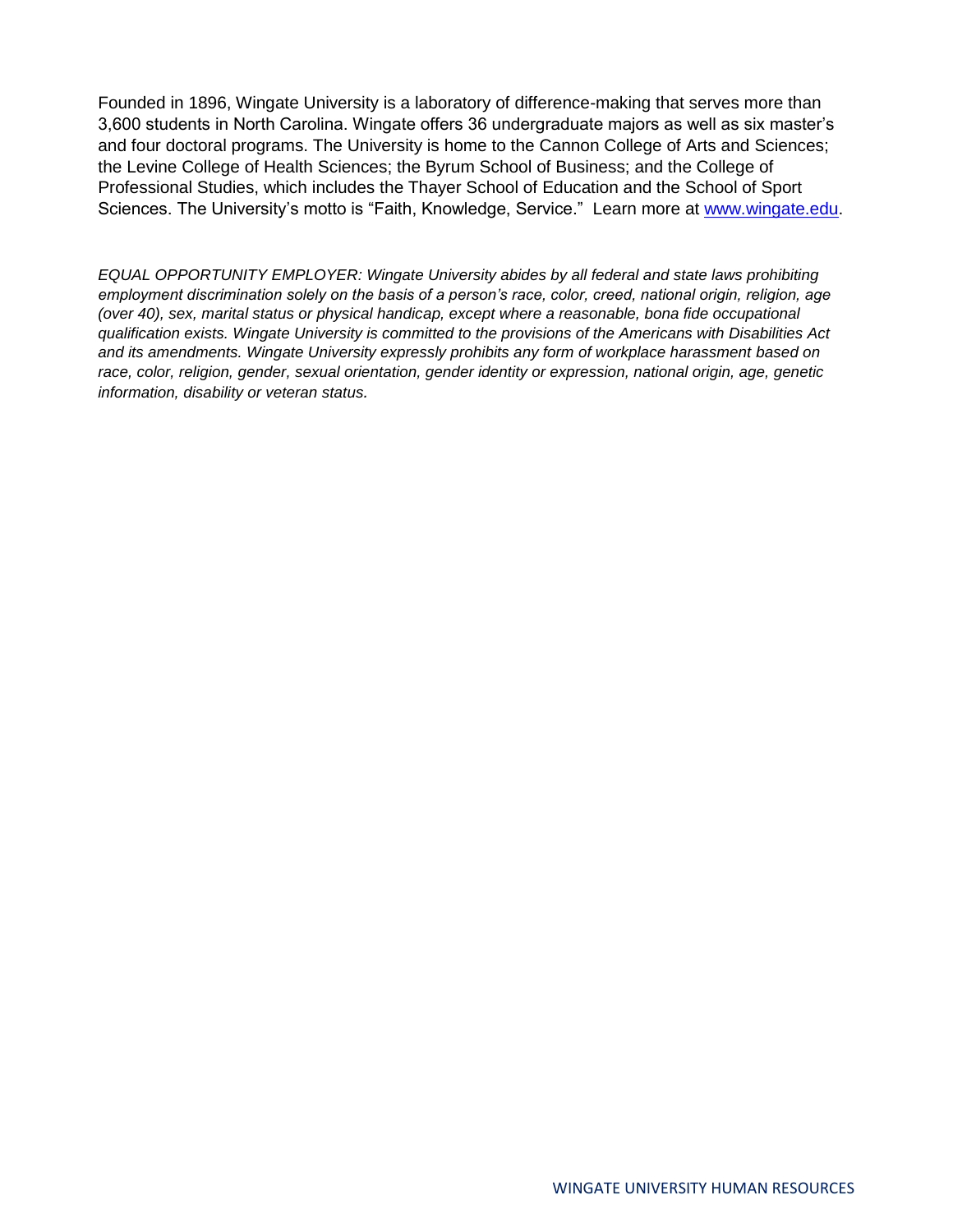Founded in 1896, Wingate University is a laboratory of difference-making that serves more than 3,600 students in North Carolina. Wingate offers 36 undergraduate majors as well as six master's and four doctoral programs. The University is home to the Cannon College of Arts and Sciences; the Levine College of Health Sciences; the Byrum School of Business; and the College of Professional Studies, which includes the Thayer School of Education and the School of Sport Sciences. The University's motto is "Faith, Knowledge, Service." Learn more at [www.wingate.edu](http://www.wingate.edu).

*EQUAL OPPORTUNITY EMPLOYER: Wingate University abides by all federal and state laws prohibiting employment discrimination solely on the basis of a person's race, color, creed, national origin, religion, age (over 40), sex, marital status or physical handicap, except where a reasonable, bona fide occupational qualification exists. Wingate University is committed to the provisions of the Americans with Disabilities Act and its amendments. Wingate University expressly prohibits any form of workplace harassment based on race, color, religion, gender, sexual orientation, gender identity or expression, national origin, age, genetic information, disability or veteran status.*